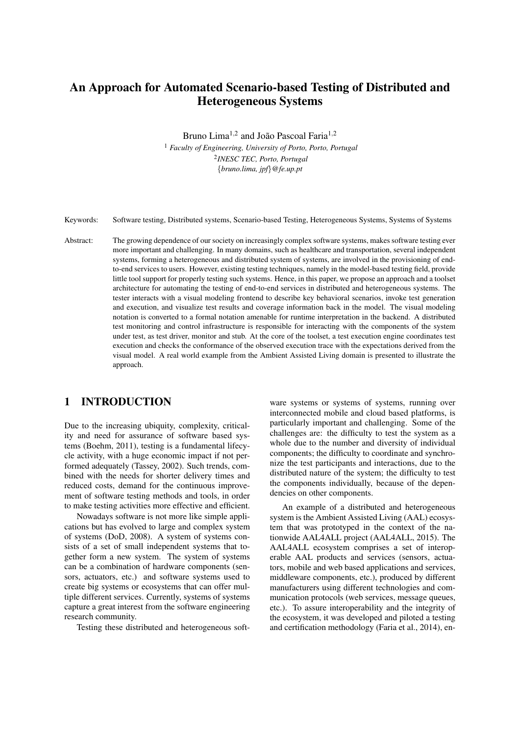# An Approach for Automated Scenario-based Testing of Distributed and Heterogeneous Systems

Bruno Lima[1,2] and João Pascoal Faria[1,2]

[1] *Faculty of Engineering, University of Porto, Porto, Portugal*
[2] *INESC TEC, Porto, Portugal*
{*bruno.lima, jpf*}*@fe.up.pt*

Keywords: Software testing, Distributed systems, Scenario-based Testing, Heterogeneous Systems, Systems of Systems

Abstract: The growing dependence of our society on increasingly complex software systems, makes software testing ever more important and challenging. In many domains, such as healthcare and transportation, several independent systems, forming a heterogeneous and distributed system of systems, are involved in the provisioning of end-to-end services to users. However, existing testing techniques, namely in the model-based testing field, provide little tool support for properly testing such systems. Hence, in this paper, we propose an approach and a toolset architecture for automating the testing of end-to-end services in distributed and heterogeneous systems. The tester interacts with a visual modeling frontend to describe key behavioral scenarios, invoke test generation and execution, and visualize test results and coverage information back in the model. The visual modeling notation is converted to a formal notation amenable for runtime interpretation in the backend. A distributed test monitoring and control infrastructure is responsible for interacting with the components of the system under test, as test driver, monitor and stub. At the core of the toolset, a test execution engine coordinates test execution and checks the conformance of the observed execution trace with the expectations derived from the visual model. A real world example from the Ambient Assisted Living domain is presented to illustrate the approach.

## 1 INTRODUCTION

Due to the increasing ubiquity, complexity, criticality and need for assurance of software based systems (Boehm, 2011), testing is a fundamental lifecycle activity, with a huge economic impact if not performed adequately (Tassey, 2002). Such trends, combined with the needs for shorter delivery times and reduced costs, demand for the continuous improvement of software testing methods and tools, in order to make testing activities more effective and efficient.

Nowadays software is not more like simple applications but has evolved to large and complex system of systems (DoD, 2008). A system of systems consists of a set of small independent systems that together form a new system. The system of systems can be a combination of hardware components (sensors, actuators, etc.) and software systems used to create big systems or ecosystems that can offer multiple different services. Currently, systems of systems capture a great interest from the software engineering research community.

Testing these distributed and heterogeneous software systems or systems of systems, running over interconnected mobile and cloud based platforms, is particularly important and challenging. Some of the challenges are: the difficulty to test the system as a whole due to the number and diversity of individual components; the difficulty to coordinate and synchronize the test participants and interactions, due to the distributed nature of the system; the difficulty to test the components individually, because of the dependencies on other components.

An example of a distributed and heterogeneous system is the Ambient Assisted Living (AAL) ecosystem that was prototyped in the context of the nationwide AAL4ALL project (AAL4ALL, 2015). The AAL4ALL ecosystem comprises a set of interoperable AAL products and services (sensors, actuators, mobile and web based applications and services, middleware components, etc.), produced by different manufacturers using different technologies and communication protocols (web services, message queues, etc.). To assure interoperability and the integrity of the ecosystem, it was developed and piloted a testing and certification methodology (Faria et al., 2014), en-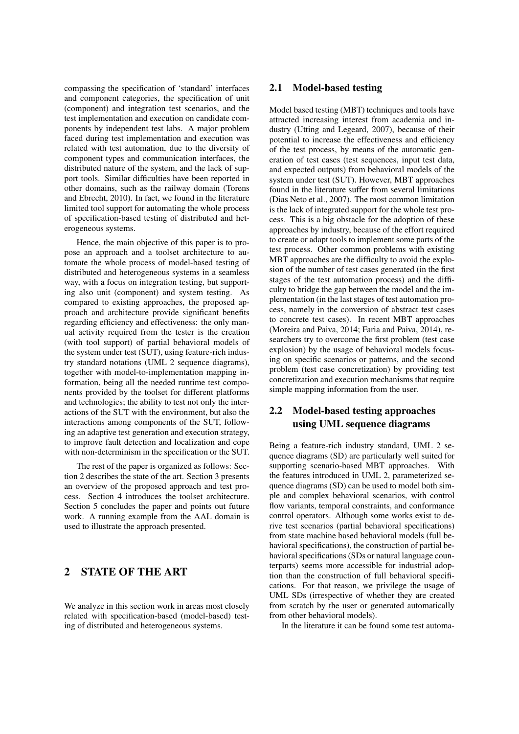compassing the specification of 'standard' interfaces and component categories, the specification of unit (component) and integration test scenarios, and the test implementation and execution on candidate components by independent test labs. A major problem faced during test implementation and execution was related with test automation, due to the diversity of component types and communication interfaces, the distributed nature of the system, and the lack of support tools. Similar difficulties have been reported in other domains, such as the railway domain (Torens and Ebrecht, 2010). In fact, we found in the literature limited tool support for automating the whole process of specification-based testing of distributed and heterogeneous systems.

Hence, the main objective of this paper is to propose an approach and a toolset architecture to automate the whole process of model-based testing of distributed and heterogeneous systems in a seamless way, with a focus on integration testing, but supporting also unit (component) and system testing. As compared to existing approaches, the proposed approach and architecture provide significant benefits regarding efficiency and effectiveness: the only manual activity required from the tester is the creation (with tool support) of partial behavioral models of the system under test (SUT), using feature-rich industry standard notations (UML 2 sequence diagrams), together with model-to-implementation mapping information, being all the needed runtime test components provided by the toolset for different platforms and technologies; the ability to test not only the interactions of the SUT with the environment, but also the interactions among components of the SUT, following an adaptive test generation and execution strategy, to improve fault detection and localization and cope with non-determinism in the specification or the SUT.

The rest of the paper is organized as follows: Section 2 describes the state of the art. Section 3 presents an overview of the proposed approach and test process. Section 4 introduces the toolset architecture. Section 5 concludes the paper and points out future work. A running example from the AAL domain is used to illustrate the approach presented.

# 2 STATE OF THE ART

We analyze in this section work in areas most closely related with specification-based (model-based) testing of distributed and heterogeneous systems.

## 2.1 Model-based testing

Model based testing (MBT) techniques and tools have attracted increasing interest from academia and industry (Utting and Legeard, 2007), because of their potential to increase the effectiveness and efficiency of the test process, by means of the automatic generation of test cases (test sequences, input test data, and expected outputs) from behavioral models of the system under test (SUT). However, MBT approaches found in the literature suffer from several limitations (Dias Neto et al., 2007). The most common limitation is the lack of integrated support for the whole test process. This is a big obstacle for the adoption of these approaches by industry, because of the effort required to create or adapt tools to implement some parts of the test process. Other common problems with existing MBT approaches are the difficulty to avoid the explosion of the number of test cases generated (in the first stages of the test automation process) and the difficulty to bridge the gap between the model and the implementation (in the last stages of test automation process, namely in the conversion of abstract test cases to concrete test cases). In recent MBT approaches (Moreira and Paiva, 2014; Faria and Paiva, 2014), researchers try to overcome the first problem (test case explosion) by the usage of behavioral models focusing on specific scenarios or patterns, and the second problem (test case concretization) by providing test concretization and execution mechanisms that require simple mapping information from the user.

## 2.2 Model-based testing approaches using UML sequence diagrams

Being a feature-rich industry standard, UML 2 sequence diagrams (SD) are particularly well suited for supporting scenario-based MBT approaches. With the features introduced in UML 2, parameterized sequence diagrams (SD) can be used to model both simple and complex behavioral scenarios, with control flow variants, temporal constraints, and conformance control operators. Although some works exist to derive test scenarios (partial behavioral specifications) from state machine based behavioral models (full behavioral specifications), the construction of partial behavioral specifications (SDs or natural language counterparts) seems more accessible for industrial adoption than the construction of full behavioral specifications. For that reason, we privilege the usage of UML SDs (irrespective of whether they are created from scratch by the user or generated automatically from other behavioral models).

In the literature it can be found some test automa-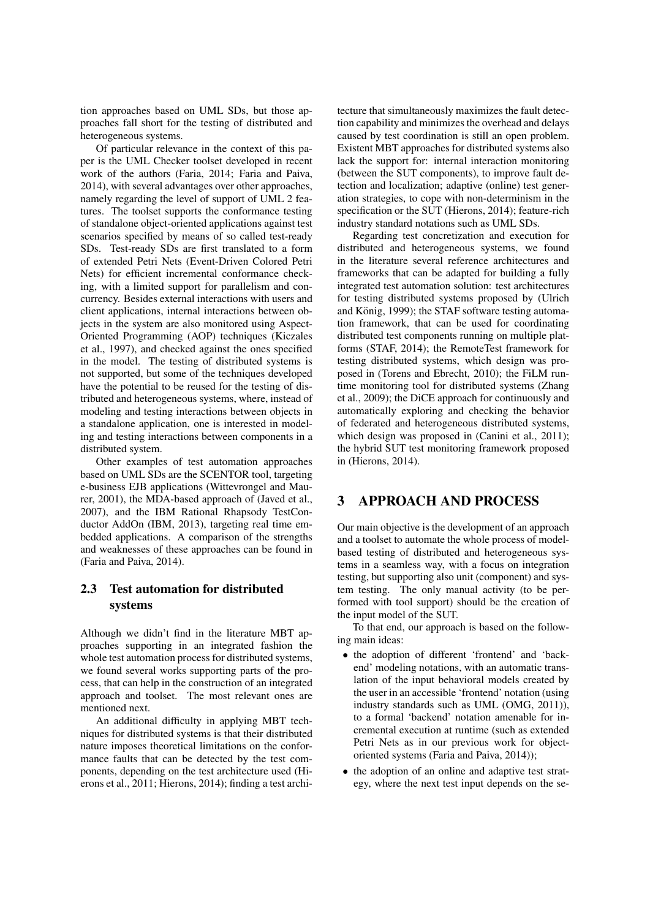tion approaches based on UML SDs, but those approaches fall short for the testing of distributed and heterogeneous systems.

Of particular relevance in the context of this paper is the UML Checker toolset developed in recent work of the authors (Faria, 2014; Faria and Paiva, 2014), with several advantages over other approaches, namely regarding the level of support of UML 2 features. The toolset supports the conformance testing of standalone object-oriented applications against test scenarios specified by means of so called test-ready SDs. Test-ready SDs are first translated to a form of extended Petri Nets (Event-Driven Colored Petri Nets) for efficient incremental conformance checking, with a limited support for parallelism and concurrency. Besides external interactions with users and client applications, internal interactions between objects in the system are also monitored using Aspect-Oriented Programming (AOP) techniques (Kiczales et al., 1997), and checked against the ones specified in the model. The testing of distributed systems is not supported, but some of the techniques developed have the potential to be reused for the testing of distributed and heterogeneous systems, where, instead of modeling and testing interactions between objects in a standalone application, one is interested in modeling and testing interactions between components in a distributed system.

Other examples of test automation approaches based on UML SDs are the SCENTOR tool, targeting e-business EJB applications (Wittevrongel and Maurer, 2001), the MDA-based approach of (Javed et al., 2007), and the IBM Rational Rhapsody TestConductor AddOn (IBM, 2013), targeting real time embedded applications. A comparison of the strengths and weaknesses of these approaches can be found in (Faria and Paiva, 2014).

### 2.3 Test automation for distributed systems

Although we didn't find in the literature MBT approaches supporting in an integrated fashion the whole test automation process for distributed systems, we found several works supporting parts of the process, that can help in the construction of an integrated approach and toolset. The most relevant ones are mentioned next.

An additional difficulty in applying MBT techniques for distributed systems is that their distributed nature imposes theoretical limitations on the conformance faults that can be detected by the test components, depending on the test architecture used (Hierons et al., 2011; Hierons, 2014); finding a test architecture that simultaneously maximizes the fault detection capability and minimizes the overhead and delays caused by test coordination is still an open problem. Existent MBT approaches for distributed systems also lack the support for: internal interaction monitoring (between the SUT components), to improve fault detection and localization; adaptive (online) test generation strategies, to cope with non-determinism in the specification or the SUT (Hierons, 2014); feature-rich industry standard notations such as UML SDs.

Regarding test concretization and execution for distributed and heterogeneous systems, we found in the literature several reference architectures and frameworks that can be adapted for building a fully integrated test automation solution: test architectures for testing distributed systems proposed by (Ulrich and König, 1999); the STAF software testing automation framework, that can be used for coordinating distributed test components running on multiple platforms (STAF, 2014); the RemoteTest framework for testing distributed systems, which design was proposed in (Torens and Ebrecht, 2010); the FiLM runtime monitoring tool for distributed systems (Zhang et al., 2009); the DiCE approach for continuously and automatically exploring and checking the behavior of federated and heterogeneous distributed systems, which design was proposed in (Canini et al., 2011); the hybrid SUT test monitoring framework proposed in (Hierons, 2014).

## 3 APPROACH AND PROCESS

Our main objective is the development of an approach and a toolset to automate the whole process of model-based testing of distributed and heterogeneous systems in a seamless way, with a focus on integration testing, but supporting also unit (component) and system testing. The only manual activity (to be performed with tool support) should be the creation of the input model of the SUT.

To that end, our approach is based on the following main ideas:

- the adoption of different 'frontend' and 'backend' modeling notations, with an automatic translation of the input behavioral models created by the user in an accessible 'frontend' notation (using industry standards such as UML (OMG, 2011)), to a formal 'backend' notation amenable for incremental execution at runtime (such as extended Petri Nets as in our previous work for object-oriented systems (Faria and Paiva, 2014));
- the adoption of an online and adaptive test strategy, where the next test input depends on the se-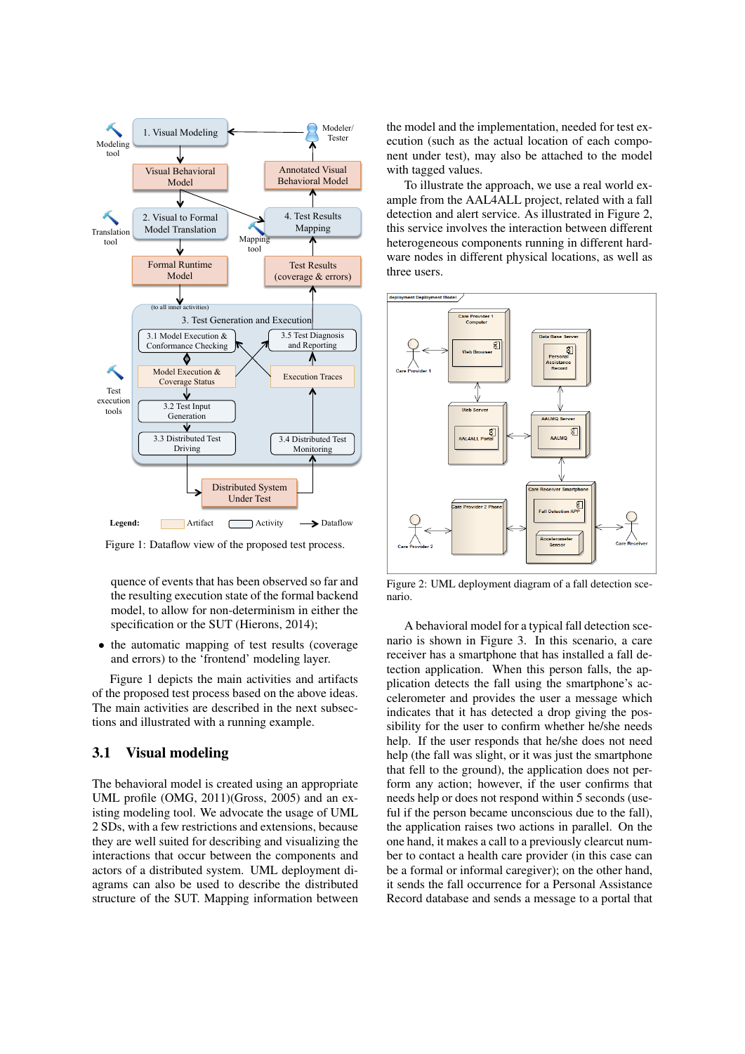Figure 1: Dataflow view of the proposed test process.

quence of events that has been observed so far and the resulting execution state of the formal backend model, to allow for non-determinism in either the specification or the SUT (Hierons, 2014);

- the automatic mapping of test results (coverage and errors) to the 'frontend' modeling layer.

Figure 1 depicts the main activities and artifacts of the proposed test process based on the above ideas. The main activities are described in the next subsections and illustrated with a running example.

## 3.1 Visual modeling

The behavioral model is created using an appropriate UML profile (OMG, 2011)(Gross, 2005) and an existing modeling tool. We advocate the usage of UML 2 SDs, with a few restrictions and extensions, because they are well suited for describing and visualizing the interactions that occur between the components and actors of a distributed system. UML deployment diagrams can also be used to describe the distributed structure of the SUT. Mapping information between the model and the implementation, needed for test execution (such as the actual location of each component under test), may also be attached to the model with tagged values.

To illustrate the approach, we use a real world example from the AAL4ALL project, related with a fall detection and alert service. As illustrated in Figure 2, this service involves the interaction between different heterogeneous components running in different hardware nodes in different physical locations, as well as three users.

Figure 2: UML deployment diagram of a fall detection scenario.

A behavioral model for a typical fall detection scenario is shown in Figure 3. In this scenario, a care receiver has a smartphone that has installed a fall detection application. When this person falls, the application detects the fall using the smartphone's accelerometer and provides the user a message which indicates that it has detected a drop giving the possibility for the user to confirm whether he/she needs help. If the user responds that he/she does not need help (the fall was slight, or it was just the smartphone that fell to the ground), the application does not perform any action; however, if the user confirms that needs help or does not respond within 5 seconds (useful if the person became unconscious due to the fall), the application raises two actions in parallel. On the one hand, it makes a call to a previously clearcut number to contact a health care provider (in this case can be a formal or informal caregiver); on the other hand, it sends the fall occurrence for a Personal Assistance Record database and sends a message to a portal that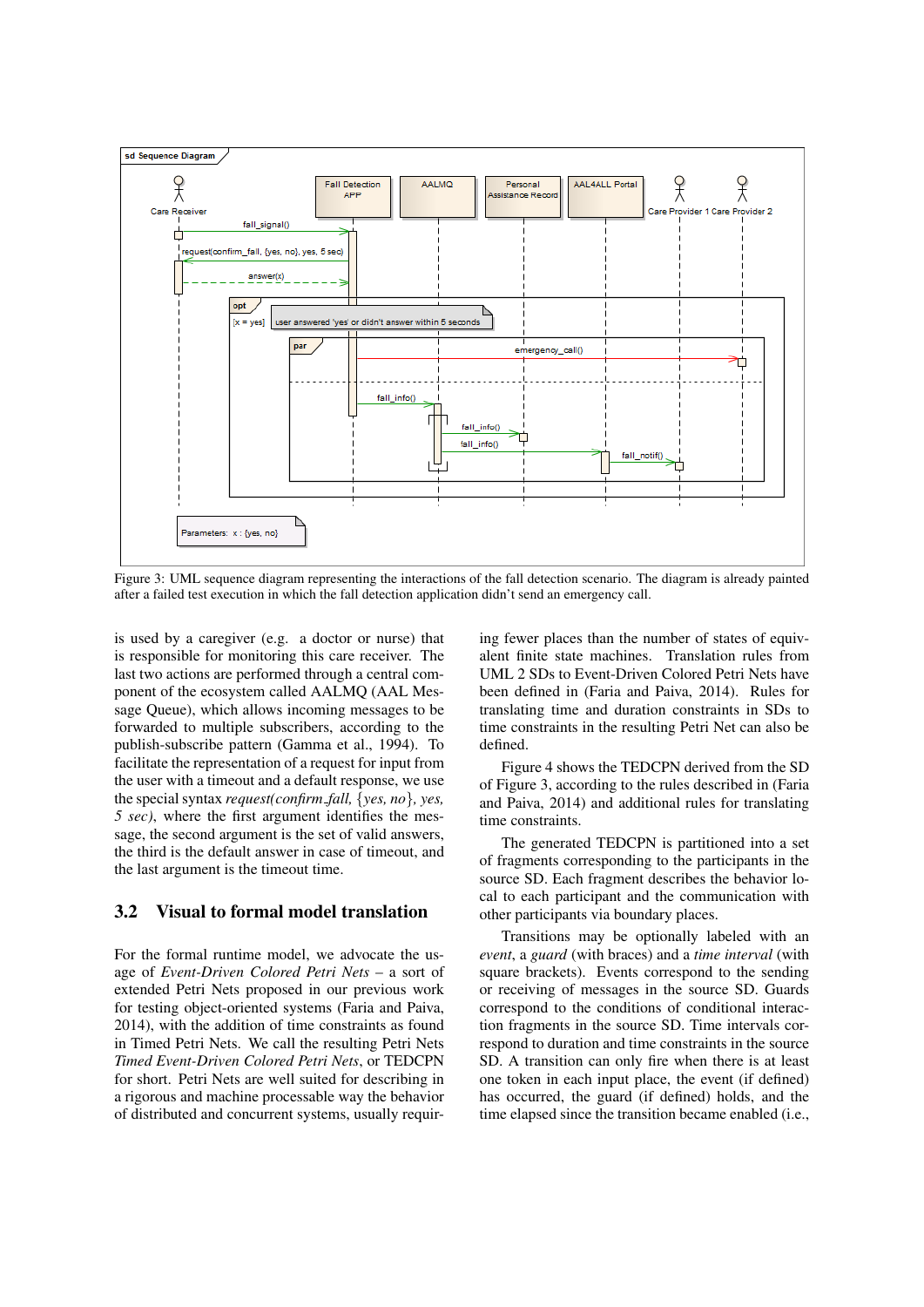Figure 3: UML sequence diagram representing the interactions of the fall detection scenario. The diagram is already painted after a failed test execution in which the fall detection application didn't send an emergency call.

is used by a caregiver (e.g. a doctor or nurse) that is responsible for monitoring this care receiver. The last two actions are performed through a central component of the ecosystem called AALMQ (AAL Message Queue), which allows incoming messages to be forwarded to multiple subscribers, according to the publish-subscribe pattern (Gamma et al., 1994). To facilitate the representation of a request for input from the user with a timeout and a default response, we use the special syntax *request(confirm_fall, {yes, no}, yes, 5 sec)*, where the first argument identifies the message, the second argument is the set of valid answers, the third is the default answer in case of timeout, and the last argument is the timeout time.

## 3.2 Visual to formal model translation

For the formal runtime model, we advocate the usage of *Event-Driven Colored Petri Nets* – a sort of extended Petri Nets proposed in our previous work for testing object-oriented systems (Faria and Paiva, 2014), with the addition of time constraints as found in Timed Petri Nets. We call the resulting Petri Nets *Timed Event-Driven Colored Petri Nets*, or TEDCPN for short. Petri Nets are well suited for describing in a rigorous and machine processable way the behavior of distributed and concurrent systems, usually requiring fewer places than the number of states of equivalent finite state machines. Translation rules from UML 2 SDs to Event-Driven Colored Petri Nets have been defined in (Faria and Paiva, 2014). Rules for translating time and duration constraints in SDs to time constraints in the resulting Petri Net can also be defined.

Figure 4 shows the TEDCPN derived from the SD of Figure 3, according to the rules described in (Faria and Paiva, 2014) and additional rules for translating time constraints.

The generated TEDCPN is partitioned into a set of fragments corresponding to the participants in the source SD. Each fragment describes the behavior local to each participant and the communication with other participants via boundary places.

Transitions may be optionally labeled with an *event*, a *guard* (with braces) and a *time interval* (with square brackets). Events correspond to the sending or receiving of messages in the source SD. Guards correspond to the conditions of conditional interaction fragments in the source SD. Time intervals correspond to duration and time constraints in the source SD. A transition can only fire when there is at least one token in each input place, the event (if defined) has occurred, the guard (if defined) holds, and the time elapsed since the transition became enabled (i.e.,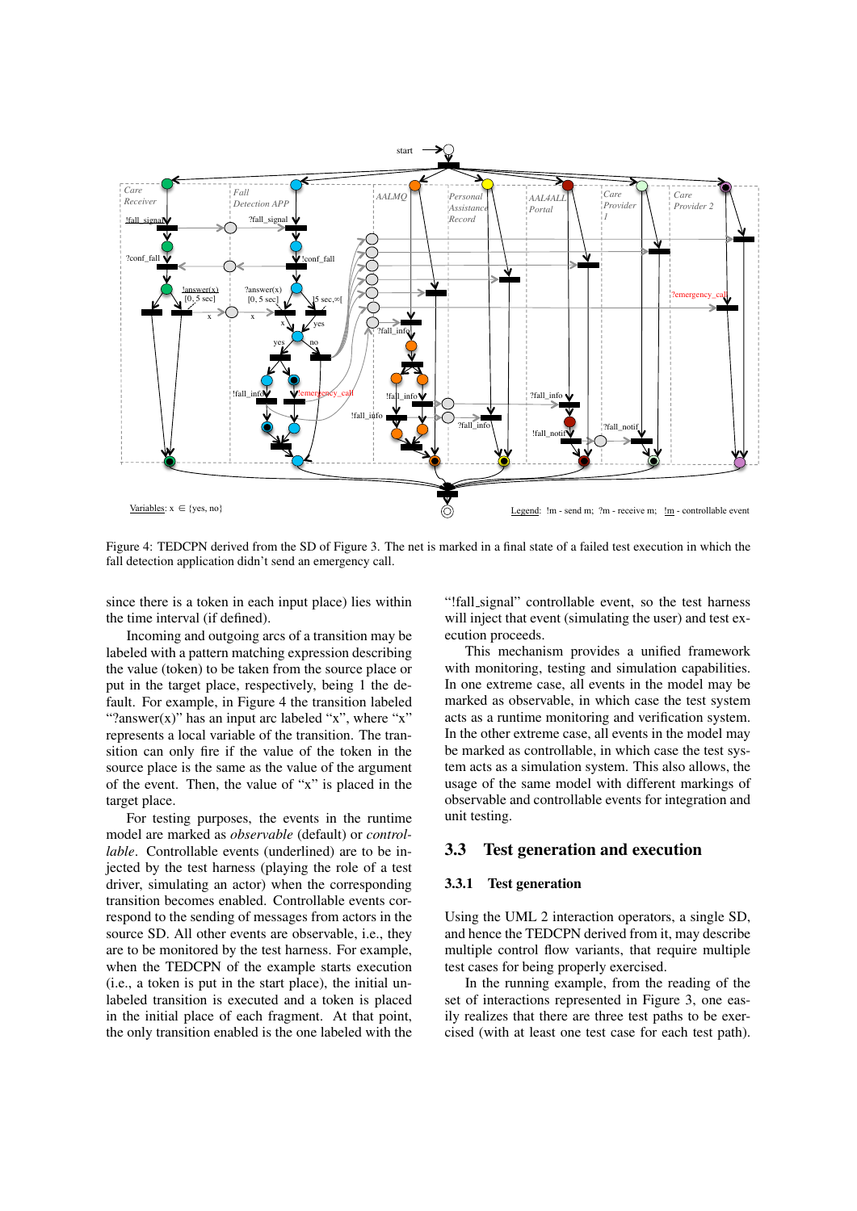Figure 4: TEDCPN derived from the SD of Figure 3. The net is marked in a final state of a failed test execution in which the fall detection application didn't send an emergency call.

since there is a token in each input place) lies within the time interval (if defined).

Incoming and outgoing arcs of a transition may be labeled with a pattern matching expression describing the value (token) to be taken from the source place or put in the target place, respectively, being 1 the default. For example, in Figure 4 the transition labeled "?answer(x)" has an input arc labeled "x", where "x" represents a local variable of the transition. The transition can only fire if the value of the token in the source place is the same as the value of the argument of the event. Then, the value of "x" is placed in the target place.

For testing purposes, the events in the runtime model are marked as *observable* (default) or *controllable*. Controllable events (underlined) are to be injected by the test harness (playing the role of a test driver, simulating an actor) when the corresponding transition becomes enabled. Controllable events correspond to the sending of messages from actors in the source SD. All other events are observable, i.e., they are to be monitored by the test harness. For example, when the TEDCPN of the example starts execution (i.e., a token is put in the start place), the initial unlabeled transition is executed and a token is placed in the initial place of each fragment. At that point, the only transition enabled is the one labeled with the "!fall_signal" controllable event, so the test harness will inject that event (simulating the user) and test execution proceeds.

This mechanism provides a unified framework with monitoring, testing and simulation capabilities. In one extreme case, all events in the model may be marked as observable, in which case the test system acts as a runtime monitoring and verification system. In the other extreme case, all events in the model may be marked as controllable, in which case the test system acts as a simulation system. This also allows, the usage of the same model with different markings of observable and controllable events for integration and unit testing.

## 3.3 Test generation and execution

### 3.3.1 Test generation

Using the UML 2 interaction operators, a single SD, and hence the TEDCPN derived from it, may describe multiple control flow variants, that require multiple test cases for being properly exercised.

In the running example, from the reading of the set of interactions represented in Figure 3, one easily realizes that there are three test paths to be exercised (with at least one test case for each test path).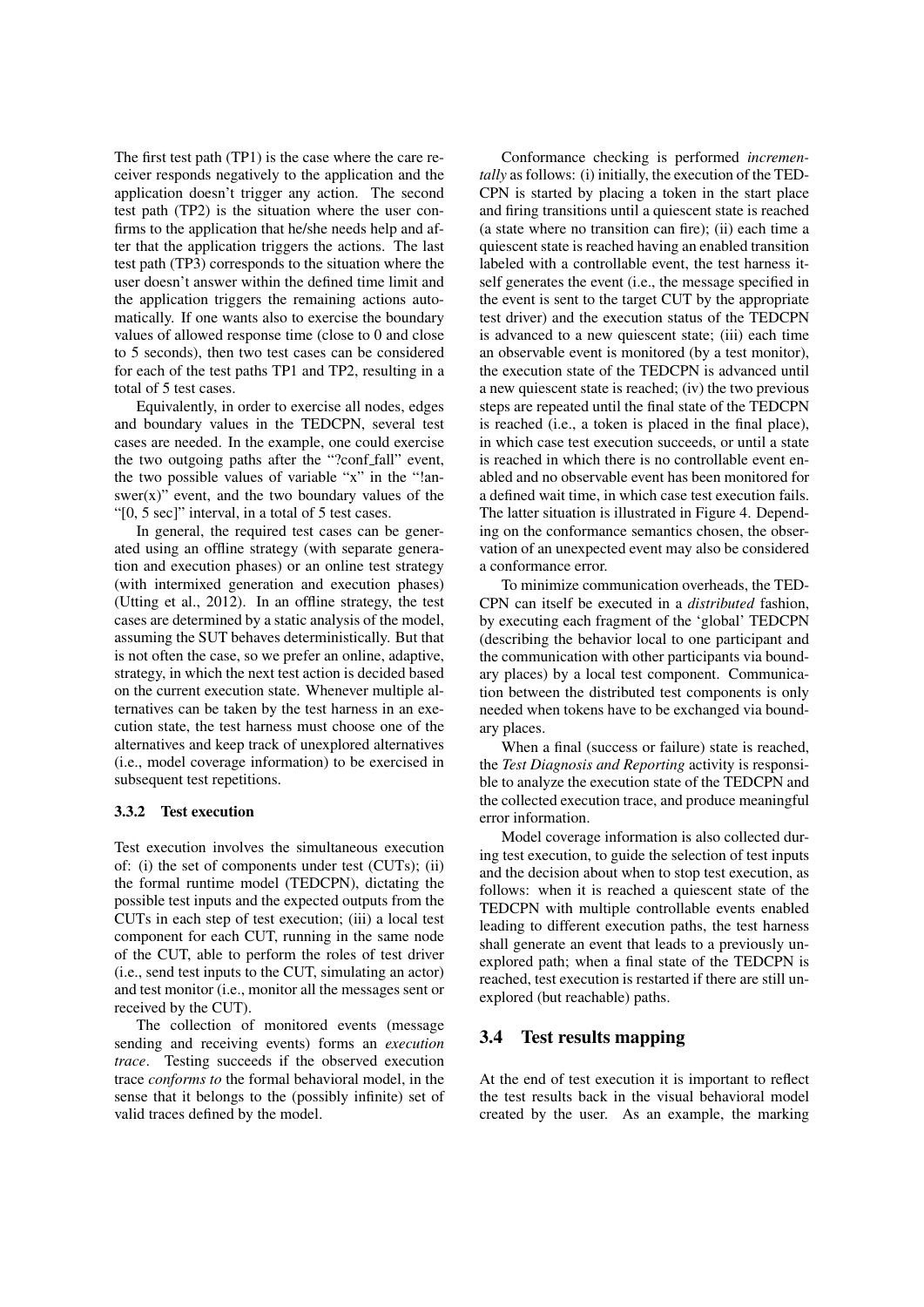The first test path (TP1) is the case where the care receiver responds negatively to the application and the application doesn't trigger any action. The second test path (TP2) is the situation where the user confirms to the application that he/she needs help and after that the application triggers the actions. The last test path (TP3) corresponds to the situation where the user doesn't answer within the defined time limit and the application triggers the remaining actions automatically. If one wants also to exercise the boundary values of allowed response time (close to 0 and close to 5 seconds), then two test cases can be considered for each of the test paths TP1 and TP2, resulting in a total of 5 test cases.

Equivalently, in order to exercise all nodes, edges and boundary values in the TEDCPN, several test cases are needed. In the example, one could exercise the two outgoing paths after the "?conf_fall" event, the two possible values of variable "x" in the "!answer(x)" event, and the two boundary values of the "[0, 5 sec]" interval, in a total of 5 test cases.

In general, the required test cases can be generated using an offline strategy (with separate generation and execution phases) or an online test strategy (with intermixed generation and execution phases) (Utting et al., 2012). In an offline strategy, the test cases are determined by a static analysis of the model, assuming the SUT behaves deterministically. But that is not often the case, so we prefer an online, adaptive, strategy, in which the next test action is decided based on the current execution state. Whenever multiple alternatives can be taken by the test harness in an execution state, the test harness must choose one of the alternatives and keep track of unexplored alternatives (i.e., model coverage information) to be exercised in subsequent test repetitions.

#### 3.3.2 Test execution

Test execution involves the simultaneous execution of: (i) the set of components under test (CUTs); (ii) the formal runtime model (TEDCPN), dictating the possible test inputs and the expected outputs from the CUTs in each step of test execution; (iii) a local test component for each CUT, running in the same node of the CUT, able to perform the roles of test driver (i.e., send test inputs to the CUT, simulating an actor) and test monitor (i.e., monitor all the messages sent or received by the CUT).

The collection of monitored events (message sending and receiving events) forms an *execution trace*. Testing succeeds if the observed execution trace *conforms to* the formal behavioral model, in the sense that it belongs to the (possibly infinite) set of valid traces defined by the model.

Conformance checking is performed *incrementally* as follows: (i) initially, the execution of the TEDCPN is started by placing a token in the start place and firing transitions until a quiescent state is reached (a state where no transition can fire); (ii) each time a quiescent state is reached having an enabled transition labeled with a controllable event, the test harness itself generates the event (i.e., the message specified in the event is sent to the target CUT by the appropriate test driver) and the execution status of the TEDCPN is advanced to a new quiescent state; (iii) each time an observable event is monitored (by a test monitor), the execution state of the TEDCPN is advanced until a new quiescent state is reached; (iv) the two previous steps are repeated until the final state of the TEDCPN is reached (i.e., a token is placed in the final place), in which case test execution succeeds, or until a state is reached in which there is no controllable event enabled and no observable event has been monitored for a defined wait time, in which case test execution fails. The latter situation is illustrated in Figure 4. Depending on the conformance semantics chosen, the observation of an unexpected event may also be considered a conformance error.

To minimize communication overheads, the TEDCPN can itself be executed in a *distributed* fashion, by executing each fragment of the 'global' TEDCPN (describing the behavior local to one participant and the communication with other participants via boundary places) by a local test component. Communication between the distributed test components is only needed when tokens have to be exchanged via boundary places.

When a final (success or failure) state is reached, the *Test Diagnosis and Reporting* activity is responsible to analyze the execution state of the TEDCPN and the collected execution trace, and produce meaningful error information.

Model coverage information is also collected during test execution, to guide the selection of test inputs and the decision about when to stop test execution, as follows: when it is reached a quiescent state of the TEDCPN with multiple controllable events enabled leading to different execution paths, the test harness shall generate an event that leads to a previously unexplored path; when a final state of the TEDCPN is reached, test execution is restarted if there are still unexplored (but reachable) paths.

### 3.4 Test results mapping

At the end of test execution it is important to reflect the test results back in the visual behavioral model created by the user. As an example, the marking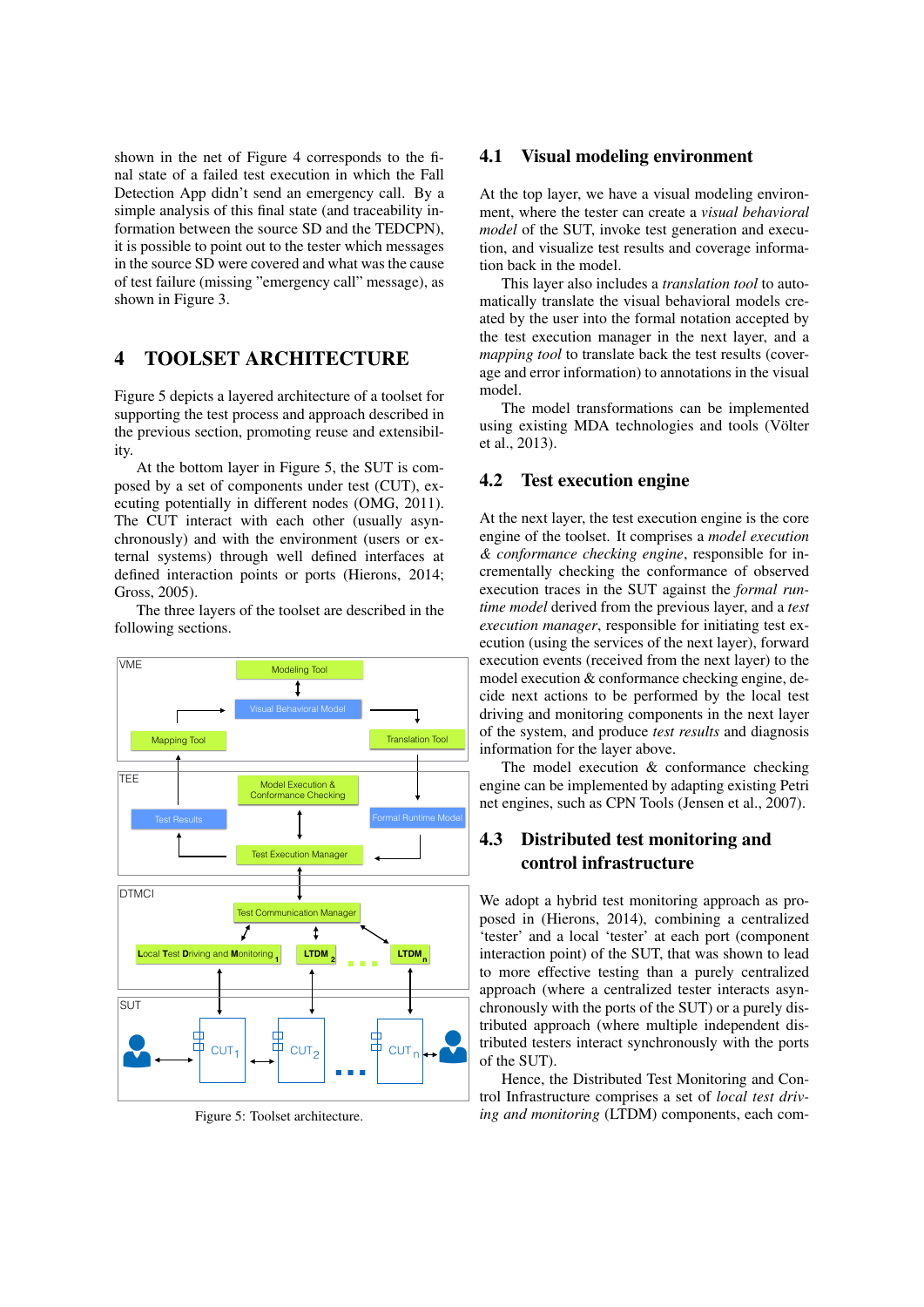shown in the net of Figure 4 corresponds to the final state of a failed test execution in which the Fall Detection App didn't send an emergency call. By a simple analysis of this final state (and traceability information between the source SD and the TEDCPN), it is possible to point out to the tester which messages in the source SD were covered and what was the cause of test failure (missing "emergency call" message), as shown in Figure 3.

# 4 TOOLSET ARCHITECTURE

Figure 5 depicts a layered architecture of a toolset for supporting the test process and approach described in the previous section, promoting reuse and extensibility.

At the bottom layer in Figure 5, the SUT is composed by a set of components under test (CUT), executing potentially in different nodes (OMG, 2011). The CUT interact with each other (usually asynchronously) and with the environment (users or external systems) through well defined interfaces at defined interaction points or ports (Hierons, 2014; Gross, 2005).

The three layers of the toolset are described in the following sections.

VME
Modeling Tool
Visual Behavioral Model
Mapping Tool
Translation Tool
TEE
Model Execution & Conformance Checking
Test Results
Formal Runtime Model
Test Execution Manager
DTMCI
Test Communication Manager
Local Test Driving and Monitoring 1
LTDM 2
LTDM n
SUT
CUT 1
CUT 2
CUT n

Figure 5: Toolset architecture.

## 4.1 Visual modeling environment

At the top layer, we have a visual modeling environment, where the tester can create a *visual behavioral model* of the SUT, invoke test generation and execution, and visualize test results and coverage information back in the model.

This layer also includes a *translation tool* to automatically translate the visual behavioral models created by the user into the formal notation accepted by the test execution manager in the next layer, and a *mapping tool* to translate back the test results (coverage and error information) to annotations in the visual model.

The model transformations can be implemented using existing MDA technologies and tools (Völter et al., 2013).

## 4.2 Test execution engine

At the next layer, the test execution engine is the core engine of the toolset. It comprises a *model execution & conformance checking engine*, responsible for incrementally checking the conformance of observed execution traces in the SUT against the *formal runtime model* derived from the previous layer, and a *test execution manager*, responsible for initiating test execution (using the services of the next layer), forward execution events (received from the next layer) to the model execution & conformance checking engine, decide next actions to be performed by the local test driving and monitoring components in the next layer of the system, and produce *test results* and diagnosis information for the layer above.

The model execution & conformance checking engine can be implemented by adapting existing Petri net engines, such as CPN Tools (Jensen et al., 2007).

## 4.3 Distributed test monitoring and control infrastructure

We adopt a hybrid test monitoring approach as proposed in (Hierons, 2014), combining a centralized 'tester' and a local 'tester' at each port (component interaction point) of the SUT, that was shown to lead to more effective testing than a purely centralized approach (where a centralized tester interacts asynchronously with the ports of the SUT) or a purely distributed approach (where multiple independent distributed testers interact synchronously with the ports of the SUT).

Hence, the Distributed Test Monitoring and Control Infrastructure comprises a set of *local test driving and monitoring* (LTDM) components, each com-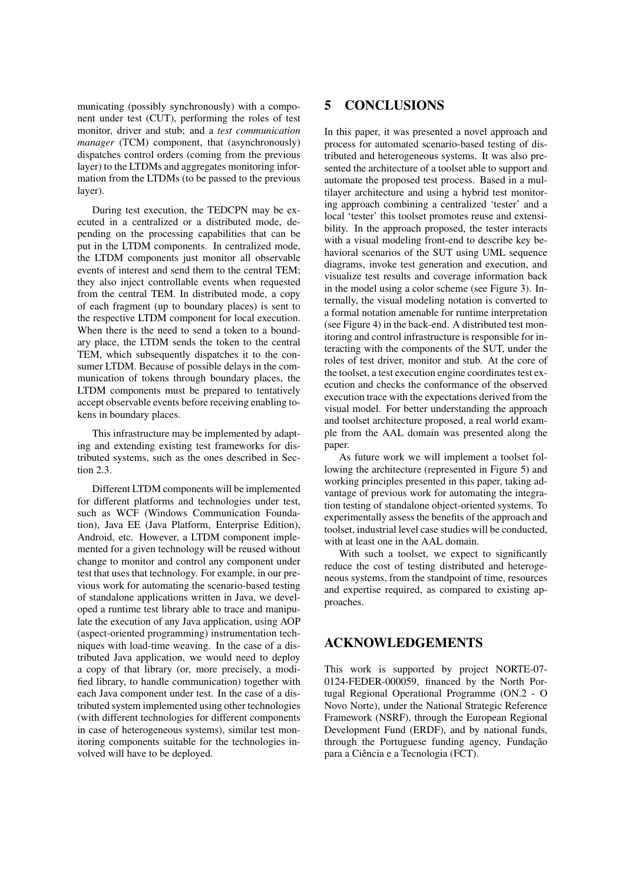municating (possibly synchronously) with a component under test (CUT), performing the roles of test monitor, driver and stub; and a *test communication manager* (TCM) component, that (asynchronously) dispatches control orders (coming from the previous layer) to the LTDMs and aggregates monitoring information from the LTDMs (to be passed to the previous layer).

During test execution, the TEDCPN may be executed in a centralized or a distributed mode, depending on the processing capabilities that can be put in the LTDM components. In centralized mode, the LTDM components just monitor all observable events of interest and send them to the central TEM; they also inject controllable events when requested from the central TEM. In distributed mode, a copy of each fragment (up to boundary places) is sent to the respective LTDM component for local execution. When there is the need to send a token to a boundary place, the LTDM sends the token to the central TEM, which subsequently dispatches it to the consumer LTDM. Because of possible delays in the communication of tokens through boundary places, the LTDM components must be prepared to tentatively accept observable events before receiving enabling tokens in boundary places.

This infrastructure may be implemented by adapting and extending existing test frameworks for distributed systems, such as the ones described in Section 2.3.

Different LTDM components will be implemented for different platforms and technologies under test, such as WCF (Windows Communication Foundation), Java EE (Java Platform, Enterprise Edition), Android, etc. However, a LTDM component implemented for a given technology will be reused without change to monitor and control any component under test that uses that technology. For example, in our previous work for automating the scenario-based testing of standalone applications written in Java, we developed a runtime test library able to trace and manipulate the execution of any Java application, using AOP (aspect-oriented programming) instrumentation techniques with load-time weaving. In the case of a distributed Java application, we would need to deploy a copy of that library (or, more precisely, a modified library, to handle communication) together with each Java component under test. In the case of a distributed system implemented using other technologies (with different technologies for different components in case of heterogeneous systems), similar test monitoring components suitable for the technologies involved will have to be deployed.

# 5 CONCLUSIONS

In this paper, it was presented a novel approach and process for automated scenario-based testing of distributed and heterogeneous systems. It was also presented the architecture of a toolset able to support and automate the proposed test process. Based in a multilayer architecture and using a hybrid test monitoring approach combining a centralized 'tester' and a local 'tester' this toolset promotes reuse and extensibility. In the approach proposed, the tester interacts with a visual modeling front-end to describe key behavioral scenarios of the SUT using UML sequence diagrams, invoke test generation and execution, and visualize test results and coverage information back in the model using a color scheme (see Figure 3). Internally, the visual modeling notation is converted to a formal notation amenable for runtime interpretation (see Figure 4) in the back-end. A distributed test monitoring and control infrastructure is responsible for interacting with the components of the SUT, under the roles of test driver, monitor and stub. At the core of the toolset, a test execution engine coordinates test execution and checks the conformance of the observed execution trace with the expectations derived from the visual model. For better understanding the approach and toolset architecture proposed, a real world example from the AAL domain was presented along the paper.

As future work we will implement a toolset following the architecture (represented in Figure 5) and working principles presented in this paper, taking advantage of previous work for automating the integration testing of standalone object-oriented systems. To experimentally assess the benefits of the approach and toolset, industrial level case studies will be conducted, with at least one in the AAL domain.

With such a toolset, we expect to significantly reduce the cost of testing distributed and heterogeneous systems, from the standpoint of time, resources and expertise required, as compared to existing approaches.

# ACKNOWLEDGEMENTS

This work is supported by project NORTE-07-0124-FEDER-000059, financed by the North Portugal Regional Operational Programme (ON.2 - O Novo Norte), under the National Strategic Reference Framework (NSRF), through the European Regional Development Fund (ERDF), and by national funds, through the Portuguese funding agency, Fundação para a Ciência e a Tecnologia (FCT).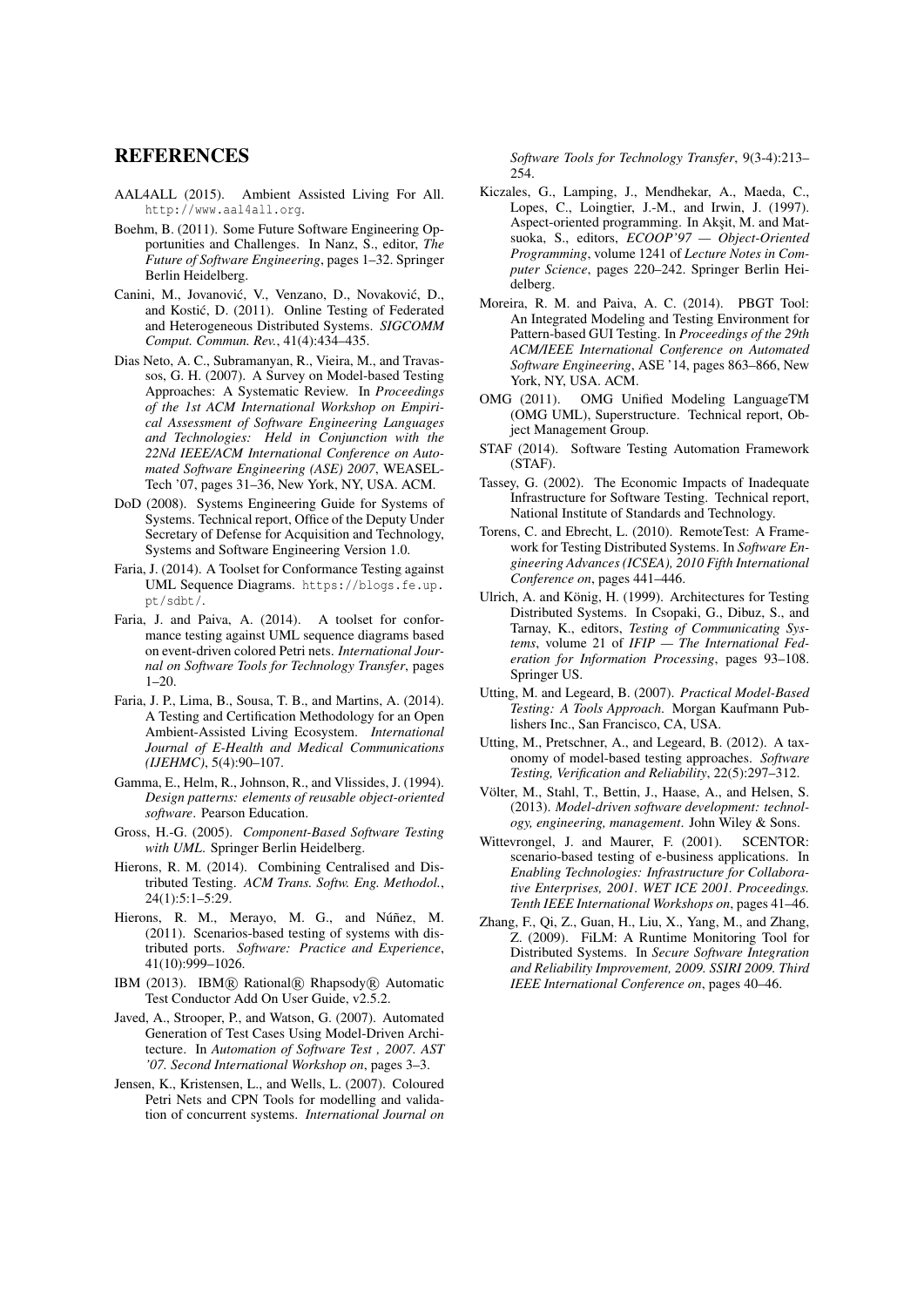## REFERENCES

AAL4ALL (2015). Ambient Assisted Living For All. http://www.aal4all.org.

Boehm, B. (2011). Some Future Software Engineering Opportunities and Challenges. In Nanz, S., editor, *The Future of Software Engineering*, pages 1–32. Springer Berlin Heidelberg.

Canini, M., Jovanović, V., Venzano, D., Novaković, D., and Kostić, D. (2011). Online Testing of Federated and Heterogeneous Distributed Systems. *SIGCOMM Comput. Commun. Rev.*, 41(4):434–435.

Dias Neto, A. C., Subramanyan, R., Vieira, M., and Travassos, G. H. (2007). A Survey on Model-based Testing Approaches: A Systematic Review. In *Proceedings of the 1st ACM International Workshop on Empirical Assessment of Software Engineering Languages and Technologies: Held in Conjunction with the 22Nd IEEE/ACM International Conference on Automated Software Engineering (ASE) 2007*, WEASELTech '07, pages 31–36, New York, NY, USA. ACM.

DoD (2008). Systems Engineering Guide for Systems of Systems. Technical report, Office of the Deputy Under Secretary of Defense for Acquisition and Technology, Systems and Software Engineering Version 1.0.

Faria, J. (2014). A Toolset for Conformance Testing against UML Sequence Diagrams. https://blogs.fe.up.pt/sdbt/.

Faria, J. and Paiva, A. (2014). A toolset for conformance testing against UML sequence diagrams based on event-driven colored Petri nets. *International Journal on Software Tools for Technology Transfer*, pages 1–20.

Faria, J. P., Lima, B., Sousa, T. B., and Martins, A. (2014). A Testing and Certification Methodology for an Open Ambient-Assisted Living Ecosystem. *International Journal of E-Health and Medical Communications (IJEHMC)*, 5(4):90–107.

Gamma, E., Helm, R., Johnson, R., and Vlissides, J. (1994). *Design patterns: elements of reusable object-oriented software*. Pearson Education.

Gross, H.-G. (2005). *Component-Based Software Testing with UML*. Springer Berlin Heidelberg.

Hierons, R. M. (2014). Combining Centralised and Distributed Testing. *ACM Trans. Softw. Eng. Methodol.*, 24(1):5:1–5:29.

Hierons, R. M., Merayo, M. G., and Núñez, M. (2011). Scenarios-based testing of systems with distributed ports. *Software: Practice and Experience*, 41(10):999–1026.

IBM (2013). IBM® Rational® Rhapsody® Automatic Test Conductor Add On User Guide, v2.5.2.

Javed, A., Strooper, P., and Watson, G. (2007). Automated Generation of Test Cases Using Model-Driven Architecture. In *Automation of Software Test , 2007. AST '07. Second International Workshop on*, pages 3–3.

Jensen, K., Kristensen, L., and Wells, L. (2007). Coloured Petri Nets and CPN Tools for modelling and validation of concurrent systems. *International Journal on Software Tools for Technology Transfer*, 9(3-4):213–254.

Kiczales, G., Lamping, J., Mendhekar, A., Maeda, C., Lopes, C., Loingtier, J.-M., and Irwin, J. (1997). Aspect-oriented programming. In Akşit, M. and Matsuoka, S., editors, *ECOOP'97 — Object-Oriented Programming*, volume 1241 of *Lecture Notes in Computer Science*, pages 220–242. Springer Berlin Heidelberg.

Moreira, R. M. and Paiva, A. C. (2014). PBGT Tool: An Integrated Modeling and Testing Environment for Pattern-based GUI Testing. In *Proceedings of the 29th ACM/IEEE International Conference on Automated Software Engineering*, ASE '14, pages 863–866, New York, NY, USA. ACM.

OMG (2011). OMG Unified Modeling LanguageTM (OMG UML), Superstructure. Technical report, Object Management Group.

STAF (2014). Software Testing Automation Framework (STAF).

Tassey, G. (2002). The Economic Impacts of Inadequate Infrastructure for Software Testing. Technical report, National Institute of Standards and Technology.

Torens, C. and Ebrecht, L. (2010). RemoteTest: A Framework for Testing Distributed Systems. In *Software Engineering Advances (ICSEA), 2010 Fifth International Conference on*, pages 441–446.

Ulrich, A. and König, H. (1999). Architectures for Testing Distributed Systems. In Csopaki, G., Dibuz, S., and Tarnay, K., editors, *Testing of Communicating Systems*, volume 21 of *IFIP — The International Federation for Information Processing*, pages 93–108. Springer US.

Utting, M. and Legeard, B. (2007). *Practical Model-Based Testing: A Tools Approach*. Morgan Kaufmann Publishers Inc., San Francisco, CA, USA.

Utting, M., Pretschner, A., and Legeard, B. (2012). A taxonomy of model-based testing approaches. *Software Testing, Verification and Reliability*, 22(5):297–312.

Völter, M., Stahl, T., Bettin, J., Haase, A., and Helsen, S. (2013). *Model-driven software development: technology, engineering, management*. John Wiley & Sons.

Wittevrongel, J. and Maurer, F. (2001). SCENTOR: scenario-based testing of e-business applications. In *Enabling Technologies: Infrastructure for Collaborative Enterprises, 2001. WET ICE 2001. Proceedings. Tenth IEEE International Workshops on*, pages 41–46.

Zhang, F., Qi, Z., Guan, H., Liu, X., Yang, M., and Zhang, Z. (2009). FiLM: A Runtime Monitoring Tool for Distributed Systems. In *Secure Software Integration and Reliability Improvement, 2009. SSIRI 2009. Third IEEE International Conference on*, pages 40–46.